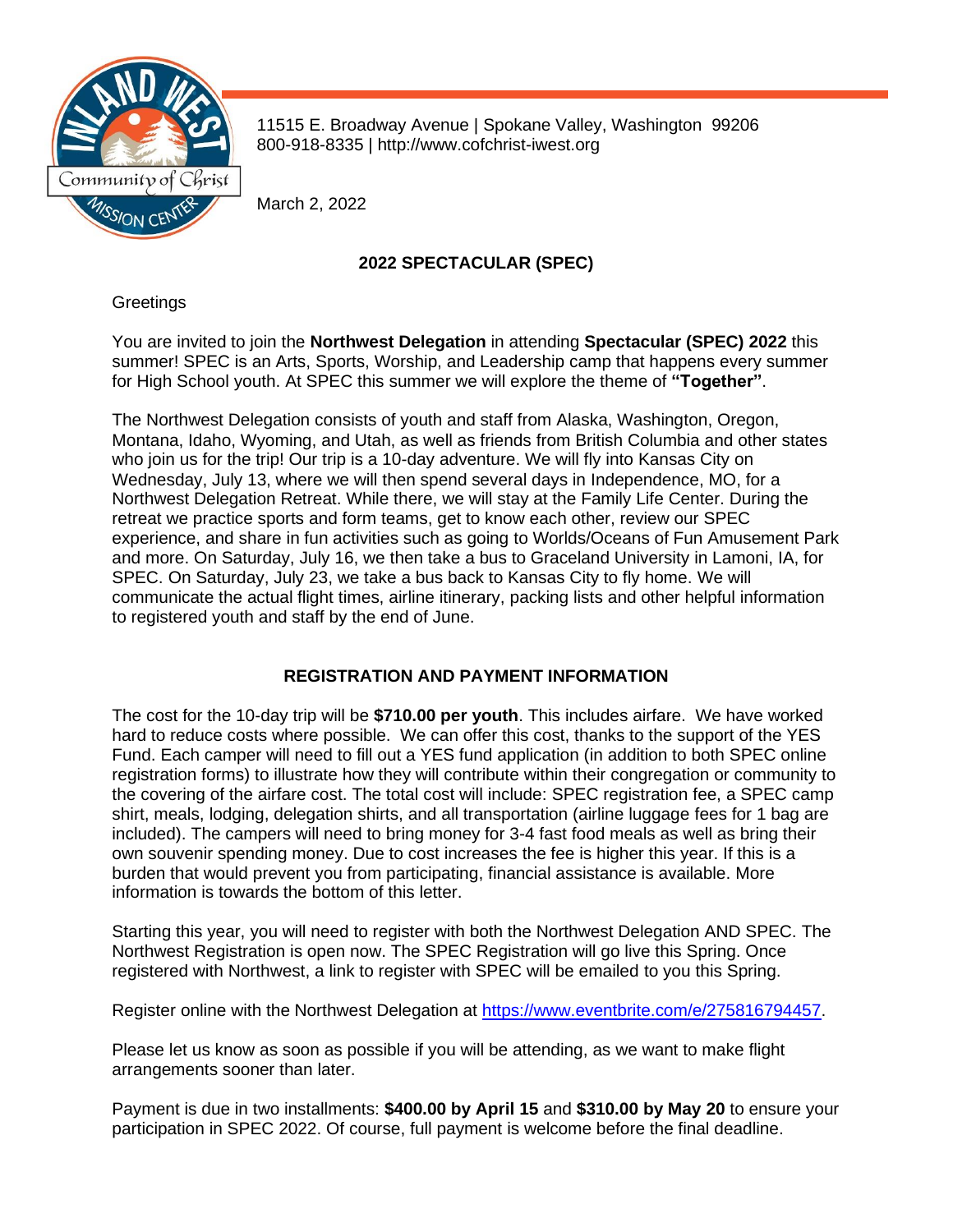11515 E. Broadway Avenue | Spokane Valley, Washington 99206
800-918-8335 | http://www.cofchrist-iwest.org

March 2, 2022

## 2022 SPECTACULAR (SPEC)

Greetings

You are invited to join the **Northwest Delegation** in attending **Spectacular (SPEC) 2022** this summer! SPEC is an Arts, Sports, Worship, and Leadership camp that happens every summer for High School youth. At SPEC this summer we will explore the theme of **"Together"**.

The Northwest Delegation consists of youth and staff from Alaska, Washington, Oregon, Montana, Idaho, Wyoming, and Utah, as well as friends from British Columbia and other states who join us for the trip! Our trip is a 10-day adventure. We will fly into Kansas City on Wednesday, July 13, where we will then spend several days in Independence, MO, for a Northwest Delegation Retreat. While there, we will stay at the Family Life Center. During the retreat we practice sports and form teams, get to know each other, review our SPEC experience, and share in fun activities such as going to Worlds/Oceans of Fun Amusement Park and more. On Saturday, July 16, we then take a bus to Graceland University in Lamoni, IA, for SPEC. On Saturday, July 23, we take a bus back to Kansas City to fly home. We will communicate the actual flight times, airline itinerary, packing lists and other helpful information to registered youth and staff by the end of June.

## REGISTRATION AND PAYMENT INFORMATION

The cost for the 10-day trip will be **$710.00 per youth**. This includes airfare. We have worked hard to reduce costs where possible. We can offer this cost, thanks to the support of the YES Fund. Each camper will need to fill out a YES fund application (in addition to both SPEC online registration forms) to illustrate how they will contribute within their congregation or community to the covering of the airfare cost. The total cost will include: SPEC registration fee, a SPEC camp shirt, meals, lodging, delegation shirts, and all transportation (airline luggage fees for 1 bag are included). The campers will need to bring money for 3-4 fast food meals as well as bring their own souvenir spending money. Due to cost increases the fee is higher this year. If this is a burden that would prevent you from participating, financial assistance is available. More information is towards the bottom of this letter.

Starting this year, you will need to register with both the Northwest Delegation AND SPEC. The Northwest Registration is open now. The SPEC Registration will go live this Spring. Once registered with Northwest, a link to register with SPEC will be emailed to you this Spring.

Register online with the Northwest Delegation at https://www.eventbrite.com/e/275816794457.

Please let us know as soon as possible if you will be attending, as we want to make flight arrangements sooner than later.

Payment is due in two installments: **$400.00 by April 15** and **$310.00 by May 20** to ensure your participation in SPEC 2022. Of course, full payment is welcome before the final deadline.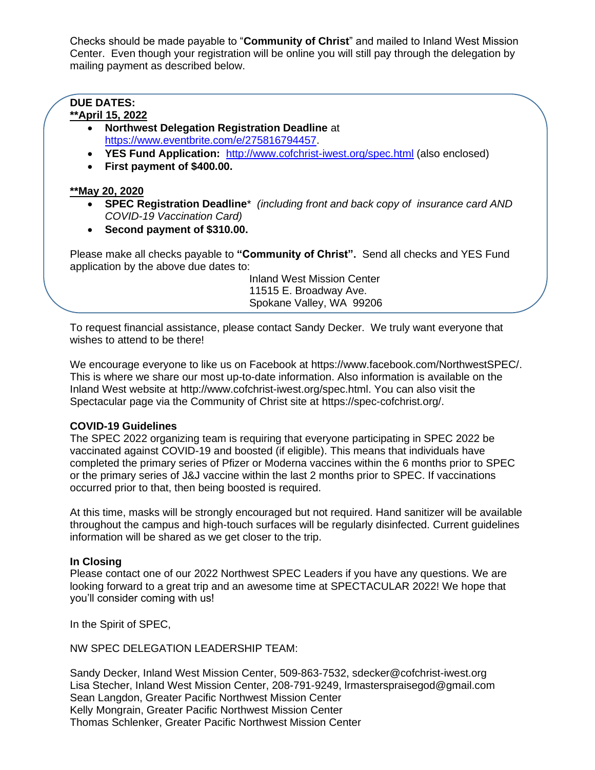Checks should be made payable to "**Community of Christ**" and mailed to Inland West Mission Center. Even though your registration will be online you will still pay through the delegation by mailing payment as described below.

**DUE DATES:**

**<u>**April 15, 2022</u>**

- **Northwest Delegation Registration Deadline** at https://www.eventbrite.com/e/275816794457.
- **YES Fund Application:** http://www.cofchrist-iwest.org/spec.html (also enclosed)
- **First payment of $400.00.**

**<u>**May 20, 2020</u>**

- **SPEC Registration Deadline*** *(including front and back copy of insurance card AND COVID-19 Vaccination Card)*
- **Second payment of $310.00.**

Please make all checks payable to **"Community of Christ".** Send all checks and YES Fund application by the above due dates to:

Inland West Mission Center
11515 E. Broadway Ave.
Spokane Valley, WA 99206

To request financial assistance, please contact Sandy Decker. We truly want everyone that wishes to attend to be there!

We encourage everyone to like us on Facebook at https://www.facebook.com/NorthwestSPEC/. This is where we share our most up-to-date information. Also information is available on the Inland West website at http://www.cofchrist-iwest.org/spec.html. You can also visit the Spectacular page via the Community of Christ site at https://spec-cofchrist.org/.

**COVID-19 Guidelines**

The SPEC 2022 organizing team is requiring that everyone participating in SPEC 2022 be vaccinated against COVID-19 and boosted (if eligible). This means that individuals have completed the primary series of Pfizer or Moderna vaccines within the 6 months prior to SPEC or the primary series of J&J vaccine within the last 2 months prior to SPEC. If vaccinations occurred prior to that, then being boosted is required.

At this time, masks will be strongly encouraged but not required. Hand sanitizer will be available throughout the campus and high-touch surfaces will be regularly disinfected. Current guidelines information will be shared as we get closer to the trip.

**In Closing**

Please contact one of our 2022 Northwest SPEC Leaders if you have any questions. We are looking forward to a great trip and an awesome time at SPECTACULAR 2022! We hope that you'll consider coming with us!

In the Spirit of SPEC,

NW SPEC DELEGATION LEADERSHIP TEAM:

Sandy Decker, Inland West Mission Center, 509-863-7532, sdecker@cofchrist-iwest.org
Lisa Stecher, Inland West Mission Center, 208-791-9249, lrmasterspraisegod@gmail.com
Sean Langdon, Greater Pacific Northwest Mission Center
Kelly Mongrain, Greater Pacific Northwest Mission Center
Thomas Schlenker, Greater Pacific Northwest Mission Center